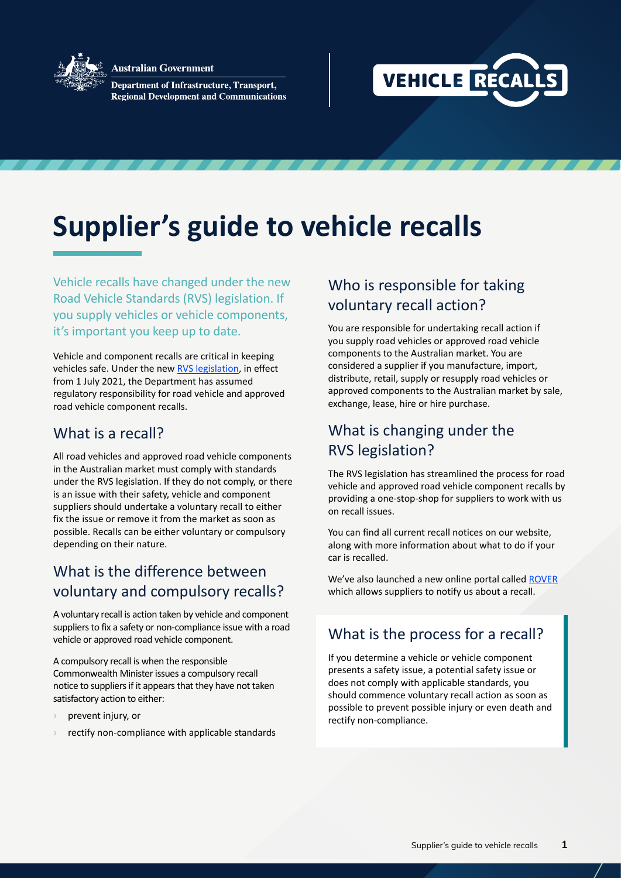Australian Government

Department of Infrastructure, Transport, Regional Development and Communications

VEHICLE RECALLS

# Supplier's guide to vehicle recalls

Vehicle recalls have changed under the new Road Vehicle Standards (RVS) legislation. If you supply vehicles or vehicle components, it's important you keep up to date.

Vehicle and component recalls are critical in keeping vehicles safe. Under the new [RVS legislation](), in effect from 1 July 2021, the Department has assumed regulatory responsibility for road vehicle and approved road vehicle component recalls.

## What is a recall?

All road vehicles and approved road vehicle components in the Australian market must comply with standards under the RVS legislation. If they do not comply, or there is an issue with their safety, vehicle and component suppliers should undertake a voluntary recall to either fix the issue or remove it from the market as soon as possible. Recalls can be either voluntary or compulsory depending on their nature.

## What is the difference between voluntary and compulsory recalls?

A voluntary recall is action taken by vehicle and component suppliers to fix a safety or non-compliance issue with a road vehicle or approved road vehicle component.

A compulsory recall is when the responsible Commonwealth Minister issues a compulsory recall notice to suppliers if it appears that they have not taken satisfactory action to either:

- prevent injury, or
- rectify non-compliance with applicable standards

## Who is responsible for taking voluntary recall action?

You are responsible for undertaking recall action if you supply road vehicles or approved road vehicle components to the Australian market. You are considered a supplier if you manufacture, import, distribute, retail, supply or resupply road vehicles or approved components to the Australian market by sale, exchange, lease, hire or hire purchase.

## What is changing under the RVS legislation?

The RVS legislation has streamlined the process for road vehicle and approved road vehicle component recalls by providing a one-stop-shop for suppliers to work with us on recall issues.

You can find all current recall notices on our website, along with more information about what to do if your car is recalled.

We've also launched a new online portal called [ROVER]() which allows suppliers to notify us about a recall.

## What is the process for a recall?

If you determine a vehicle or vehicle component presents a safety issue, a potential safety issue or does not comply with applicable standards, you should commence voluntary recall action as soon as possible to prevent possible injury or even death and rectify non-compliance.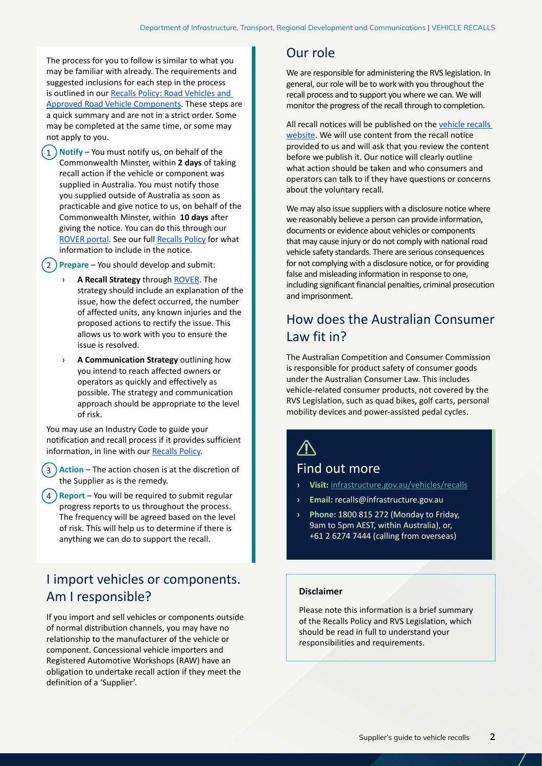The process for you to follow is similar to what you may be familiar with already. The requirements and suggested inclusions for each step in the process is outlined in our [Recalls Policy: Road Vehicles and Approved Road Vehicle Components](). These steps are a quick summary and are not in a strict order. Some may be completed at the same time, or some may not apply to you.

1. **Notify** – You must notify us, on behalf of the Commonwealth Minster, within **2 days** of taking recall action if the vehicle or component was supplied in Australia. You must notify those you supplied outside of Australia as soon as practicable and give notice to us, on behalf of the Commonwealth Minster, within **10 days** after giving the notice. You can do this through our [ROVER portal](). See our full [Recalls Policy]() for what information to include in the notice.

2. **Prepare** – You should develop and submit:
   - **A Recall Strategy** through [ROVER](). The strategy should include an explanation of the issue, how the defect occurred, the number of affected units, any known injuries and the proposed actions to rectify the issue. This allows us to work with you to ensure the issue is resolved.
   - **A Communication Strategy** outlining how you intend to reach affected owners or operators as quickly and effectively as possible. The strategy and communication approach should be appropriate to the level of risk.

You may use an Industry Code to guide your notification and recall process if it provides sufficient information, in line with our [Recalls Policy]().

3. **Action** – The action chosen is at the discretion of the Supplier as is the remedy.

4. **Report** – You will be required to submit regular progress reports to us throughout the process. The frequency will be agreed based on the level of risk. This will help us to determine if there is anything we can do to support the recall.

## I import vehicles or components. Am I responsible?

If you import and sell vehicles or components outside of normal distribution channels, you may have no relationship to the manufacturer of the vehicle or component. Concessional vehicle importers and Registered Automotive Workshops (RAW) have an obligation to undertake recall action if they meet the definition of a 'Supplier'.

## Our role

We are responsible for administering the RVS legislation. In general, our role will be to work with you throughout the recall process and to support you where we can. We will monitor the progress of the recall through to completion.

All recall notices will be published on the [vehicle recalls website](). We will use content from the recall notice provided to us and will ask that you review the content before we publish it. Our notice will clearly outline what action should be taken and who consumers and operators can talk to if they have questions or concerns about the voluntary recall.

We may also issue suppliers with a disclosure notice where we reasonably believe a person can provide information, documents or evidence about vehicles or components that may cause injury or do not comply with national road vehicle safety standards. There are serious consequences for not complying with a disclosure notice, or for providing false and misleading information in response to one, including significant financial penalties, criminal prosecution and imprisonment.

## How does the Australian Consumer Law fit in?

The Australian Competition and Consumer Commission is responsible for product safety of consumer goods under the Australian Consumer Law. This includes vehicle-related consumer products, not covered by the RVS Legislation, such as quad bikes, golf carts, personal mobility devices and power-assisted pedal cycles.

### Find out more

- **Visit:** infrastructure.gov.au/vehicles/recalls
- **Email:** recalls@infrastructure.gov.au
- **Phone:** 1800 815 272 (Monday to Friday, 9am to 5pm AEST, within Australia), or, +61 2 6274 7444 (calling from overseas)

**Disclaimer**

Please note this information is a brief summary of the Recalls Policy and RVS Legislation, which should be read in full to understand your responsibilities and requirements.